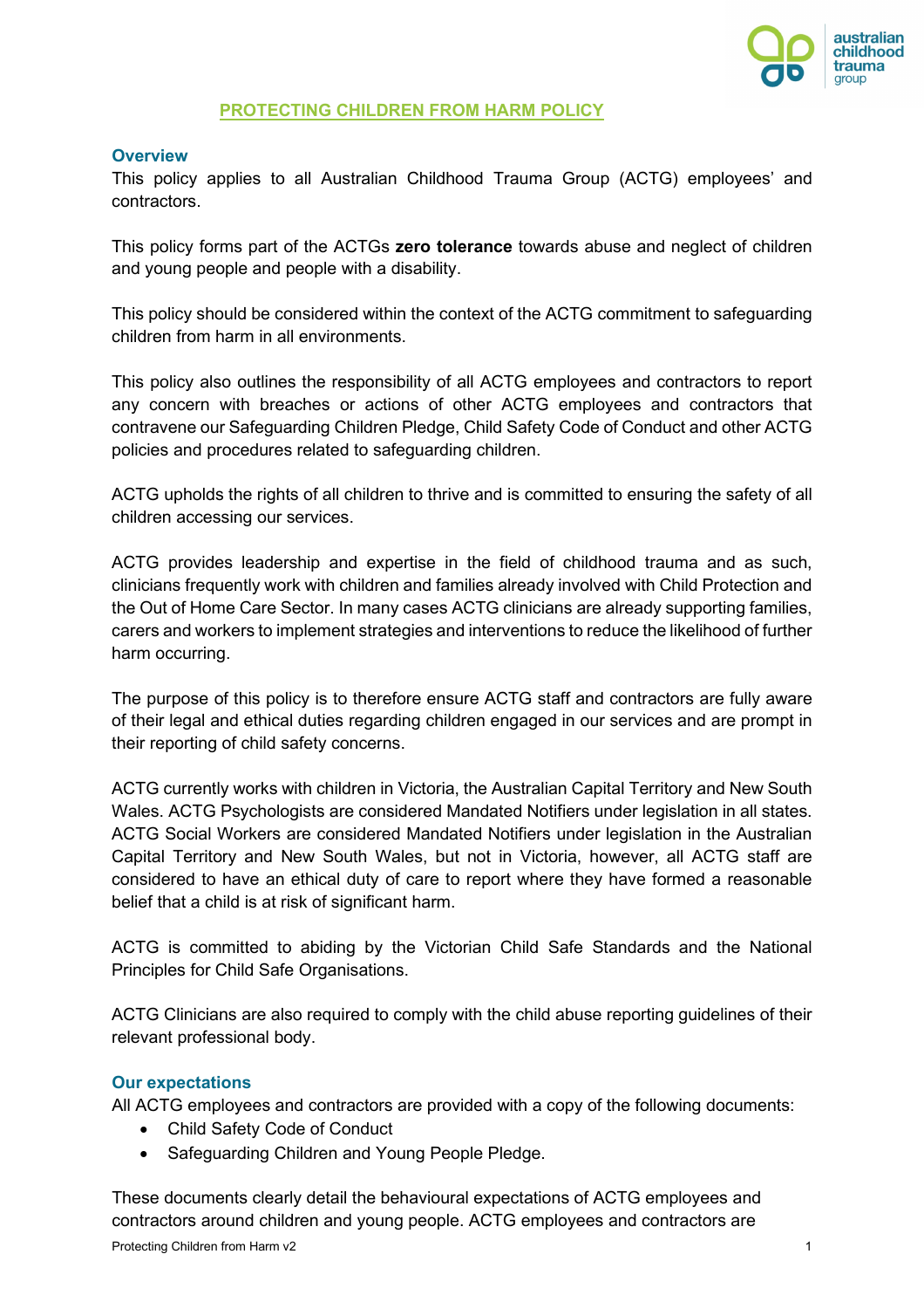# PROTECTING CHILDREN FROM HARM POLICY

## Overview

This policy applies to all Australian Childhood Trauma Group (ACTG) employees' and contractors.

This policy forms part of the ACTGs **zero tolerance** towards abuse and neglect of children and young people and people with a disability.

This policy should be considered within the context of the ACTG commitment to safeguarding children from harm in all environments.

This policy also outlines the responsibility of all ACTG employees and contractors to report any concern with breaches or actions of other ACTG employees and contractors that contravene our Safeguarding Children Pledge, Child Safety Code of Conduct and other ACTG policies and procedures related to safeguarding children.

ACTG upholds the rights of all children to thrive and is committed to ensuring the safety of all children accessing our services.

ACTG provides leadership and expertise in the field of childhood trauma and as such, clinicians frequently work with children and families already involved with Child Protection and the Out of Home Care Sector. In many cases ACTG clinicians are already supporting families, carers and workers to implement strategies and interventions to reduce the likelihood of further harm occurring.

The purpose of this policy is to therefore ensure ACTG staff and contractors are fully aware of their legal and ethical duties regarding children engaged in our services and are prompt in their reporting of child safety concerns.

ACTG currently works with children in Victoria, the Australian Capital Territory and New South Wales. ACTG Psychologists are considered Mandated Notifiers under legislation in all states. ACTG Social Workers are considered Mandated Notifiers under legislation in the Australian Capital Territory and New South Wales, but not in Victoria, however, all ACTG staff are considered to have an ethical duty of care to report where they have formed a reasonable belief that a child is at risk of significant harm.

ACTG is committed to abiding by the Victorian Child Safe Standards and the National Principles for Child Safe Organisations.

ACTG Clinicians are also required to comply with the child abuse reporting guidelines of their relevant professional body.

## Our expectations

All ACTG employees and contractors are provided with a copy of the following documents:

- Child Safety Code of Conduct
- Safeguarding Children and Young People Pledge.

These documents clearly detail the behavioural expectations of ACTG employees and contractors around children and young people. ACTG employees and contractors are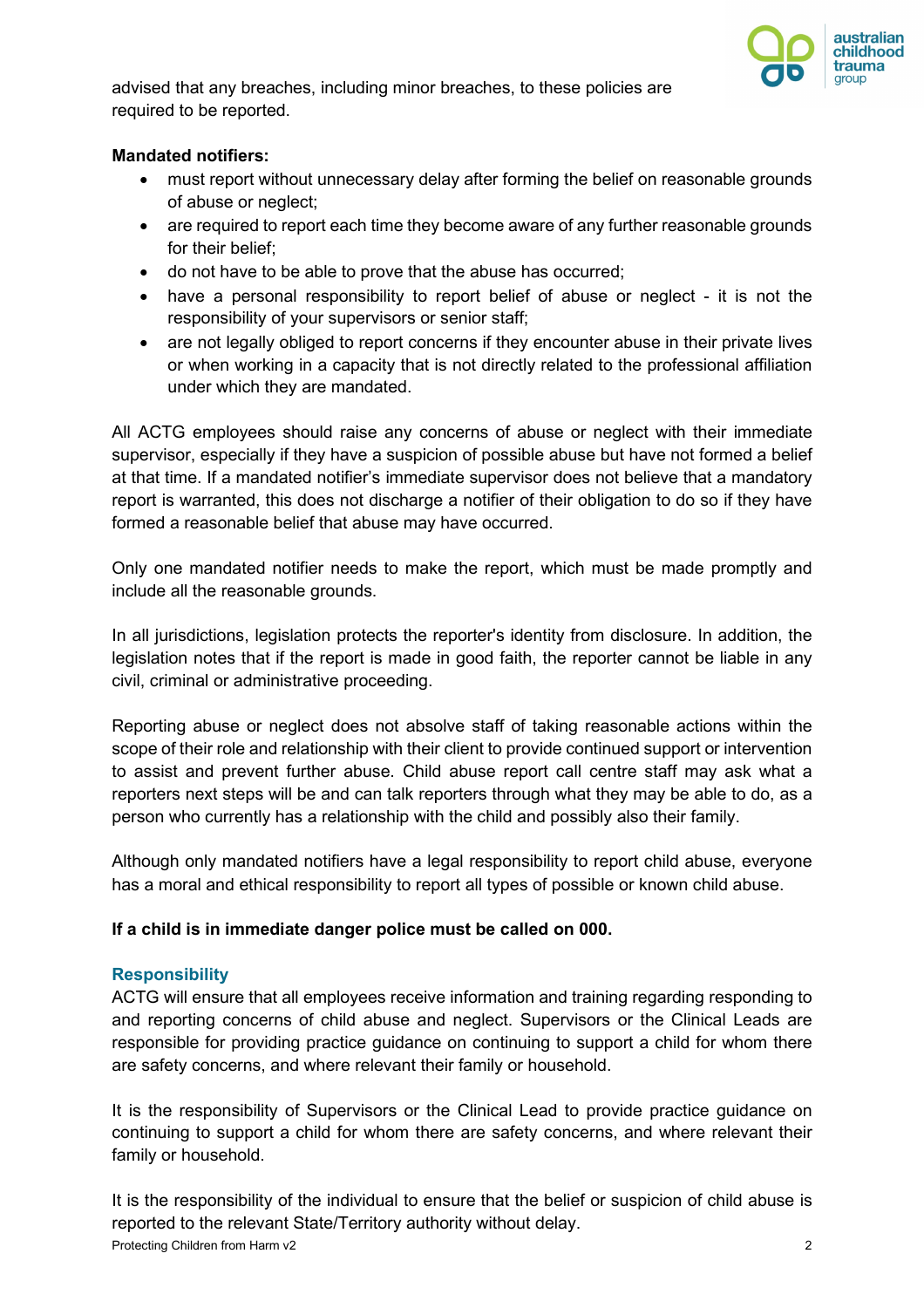advised that any breaches, including minor breaches, to these policies are required to be reported.

**Mandated notifiers:**

- must report without unnecessary delay after forming the belief on reasonable grounds of abuse or neglect;
- are required to report each time they become aware of any further reasonable grounds for their belief;
- do not have to be able to prove that the abuse has occurred;
- have a personal responsibility to report belief of abuse or neglect - it is not the responsibility of your supervisors or senior staff;
- are not legally obliged to report concerns if they encounter abuse in their private lives or when working in a capacity that is not directly related to the professional affiliation under which they are mandated.

All ACTG employees should raise any concerns of abuse or neglect with their immediate supervisor, especially if they have a suspicion of possible abuse but have not formed a belief at that time. If a mandated notifier's immediate supervisor does not believe that a mandatory report is warranted, this does not discharge a notifier of their obligation to do so if they have formed a reasonable belief that abuse may have occurred.

Only one mandated notifier needs to make the report, which must be made promptly and include all the reasonable grounds.

In all jurisdictions, legislation protects the reporter's identity from disclosure. In addition, the legislation notes that if the report is made in good faith, the reporter cannot be liable in any civil, criminal or administrative proceeding.

Reporting abuse or neglect does not absolve staff of taking reasonable actions within the scope of their role and relationship with their client to provide continued support or intervention to assist and prevent further abuse. Child abuse report call centre staff may ask what a reporters next steps will be and can talk reporters through what they may be able to do, as a person who currently has a relationship with the child and possibly also their family.

Although only mandated notifiers have a legal responsibility to report child abuse, everyone has a moral and ethical responsibility to report all types of possible or known child abuse.

**If a child is in immediate danger police must be called on 000.**

## Responsibility

ACTG will ensure that all employees receive information and training regarding responding to and reporting concerns of child abuse and neglect. Supervisors or the Clinical Leads are responsible for providing practice guidance on continuing to support a child for whom there are safety concerns, and where relevant their family or household.

It is the responsibility of Supervisors or the Clinical Lead to provide practice guidance on continuing to support a child for whom there are safety concerns, and where relevant their family or household.

It is the responsibility of the individual to ensure that the belief or suspicion of child abuse is reported to the relevant State/Territory authority without delay.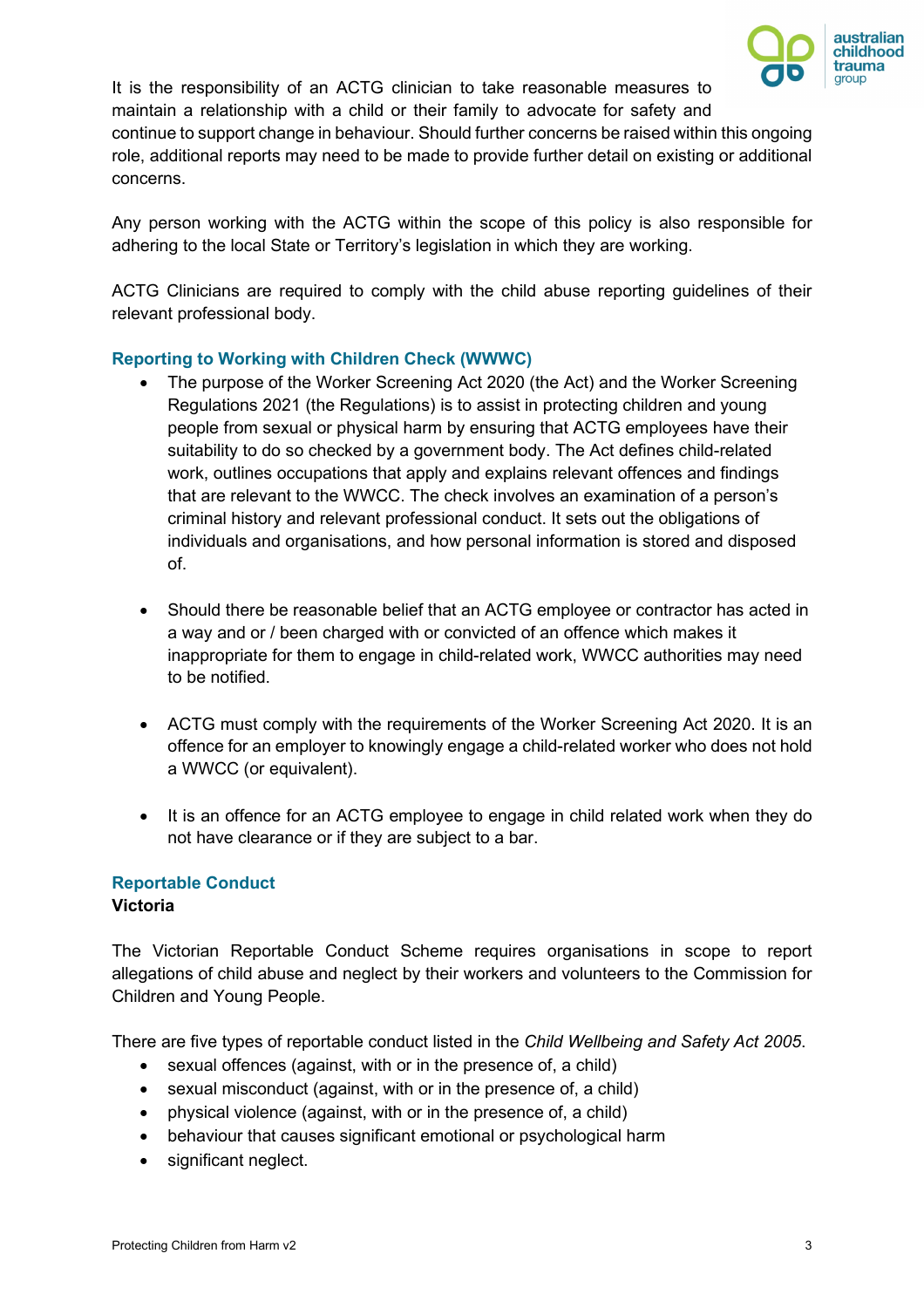It is the responsibility of an ACTG clinician to take reasonable measures to maintain a relationship with a child or their family to advocate for safety and continue to support change in behaviour. Should further concerns be raised within this ongoing role, additional reports may need to be made to provide further detail on existing or additional concerns.

Any person working with the ACTG within the scope of this policy is also responsible for adhering to the local State or Territory's legislation in which they are working.

ACTG Clinicians are required to comply with the child abuse reporting guidelines of their relevant professional body.

### Reporting to Working with Children Check (WWWC)

- The purpose of the Worker Screening Act 2020 (the Act) and the Worker Screening Regulations 2021 (the Regulations) is to assist in protecting children and young people from sexual or physical harm by ensuring that ACTG employees have their suitability to do so checked by a government body. The Act defines child-related work, outlines occupations that apply and explains relevant offences and findings that are relevant to the WWCC. The check involves an examination of a person's criminal history and relevant professional conduct. It sets out the obligations of individuals and organisations, and how personal information is stored and disposed of.

- Should there be reasonable belief that an ACTG employee or contractor has acted in a way and or / been charged with or convicted of an offence which makes it inappropriate for them to engage in child-related work, WWCC authorities may need to be notified.

- ACTG must comply with the requirements of the Worker Screening Act 2020. It is an offence for an employer to knowingly engage a child-related worker who does not hold a WWCC (or equivalent).

- It is an offence for an ACTG employee to engage in child related work when they do not have clearance or if they are subject to a bar.

### Reportable Conduct

**Victoria**

The Victorian Reportable Conduct Scheme requires organisations in scope to report allegations of child abuse and neglect by their workers and volunteers to the Commission for Children and Young People.

There are five types of reportable conduct listed in the *Child Wellbeing and Safety Act 2005*.

- sexual offences (against, with or in the presence of, a child)
- sexual misconduct (against, with or in the presence of, a child)
- physical violence (against, with or in the presence of, a child)
- behaviour that causes significant emotional or psychological harm
- significant neglect.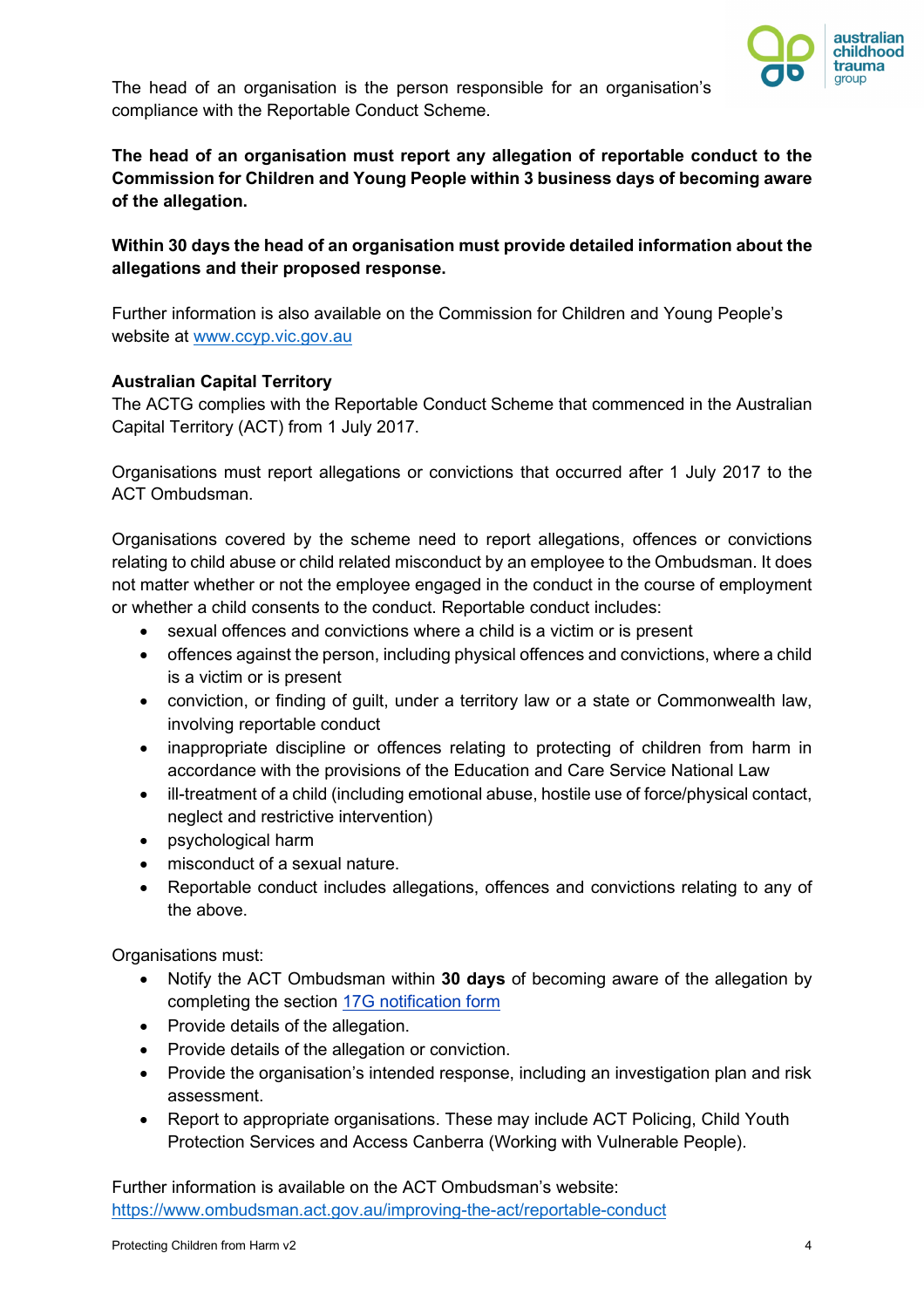The head of an organisation is the person responsible for an organisation's compliance with the Reportable Conduct Scheme.

**The head of an organisation must report any allegation of reportable conduct to the Commission for Children and Young People within 3 business days of becoming aware of the allegation.**

**Within 30 days the head of an organisation must provide detailed information about the allegations and their proposed response.**

Further information is also available on the Commission for Children and Young People's website at [www.ccyp.vic.gov.au](http://www.ccyp.vic.gov.au)

**Australian Capital Territory**

The ACTG complies with the Reportable Conduct Scheme that commenced in the Australian Capital Territory (ACT) from 1 July 2017.

Organisations must report allegations or convictions that occurred after 1 July 2017 to the ACT Ombudsman.

Organisations covered by the scheme need to report allegations, offences or convictions relating to child abuse or child related misconduct by an employee to the Ombudsman. It does not matter whether or not the employee engaged in the conduct in the course of employment or whether a child consents to the conduct. Reportable conduct includes:

- sexual offences and convictions where a child is a victim or is present
- offences against the person, including physical offences and convictions, where a child is a victim or is present
- conviction, or finding of guilt, under a territory law or a state or Commonwealth law, involving reportable conduct
- inappropriate discipline or offences relating to protecting of children from harm in accordance with the provisions of the Education and Care Service National Law
- ill-treatment of a child (including emotional abuse, hostile use of force/physical contact, neglect and restrictive intervention)
- psychological harm
- misconduct of a sexual nature.
- Reportable conduct includes allegations, offences and convictions relating to any of the above.

Organisations must:

- Notify the ACT Ombudsman within **30 days** of becoming aware of the allegation by completing the section 17G notification form
- Provide details of the allegation.
- Provide details of the allegation or conviction.
- Provide the organisation's intended response, including an investigation plan and risk assessment.
- Report to appropriate organisations. These may include ACT Policing, Child Youth Protection Services and Access Canberra (Working with Vulnerable People).

Further information is available on the ACT Ombudsman's website: [https://www.ombudsman.act.gov.au/improving-the-act/reportable-conduct](https://www.ombudsman.act.gov.au/improving-the-act/reportable-conduct)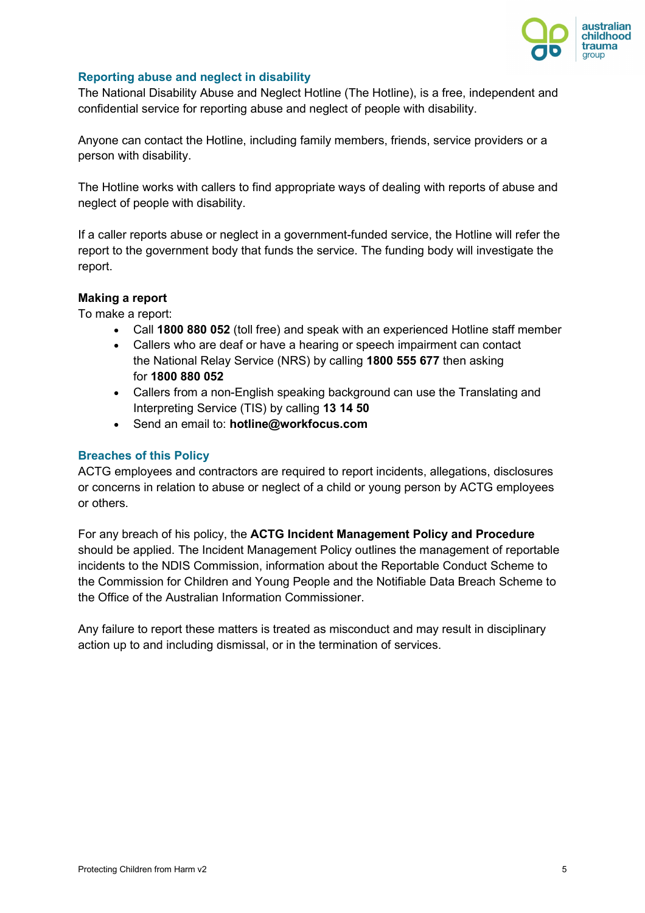## Reporting abuse and neglect in disability

The National Disability Abuse and Neglect Hotline (The Hotline), is a free, independent and confidential service for reporting abuse and neglect of people with disability.

Anyone can contact the Hotline, including family members, friends, service providers or a person with disability.

The Hotline works with callers to find appropriate ways of dealing with reports of abuse and neglect of people with disability.

If a caller reports abuse or neglect in a government-funded service, the Hotline will refer the report to the government body that funds the service. The funding body will investigate the report.

**Making a report**

To make a report:

- Call **1800 880 052** (toll free) and speak with an experienced Hotline staff member
- Callers who are deaf or have a hearing or speech impairment can contact the National Relay Service (NRS) by calling **1800 555 677** then asking for **1800 880 052**
- Callers from a non-English speaking background can use the Translating and Interpreting Service (TIS) by calling **13 14 50**
- Send an email to: **hotline@workfocus.com**

## Breaches of this Policy

ACTG employees and contractors are required to report incidents, allegations, disclosures or concerns in relation to abuse or neglect of a child or young person by ACTG employees or others.

For any breach of his policy, the **ACTG Incident Management Policy and Procedure** should be applied. The Incident Management Policy outlines the management of reportable incidents to the NDIS Commission, information about the Reportable Conduct Scheme to the Commission for Children and Young People and the Notifiable Data Breach Scheme to the Office of the Australian Information Commissioner.

Any failure to report these matters is treated as misconduct and may result in disciplinary action up to and including dismissal, or in the termination of services.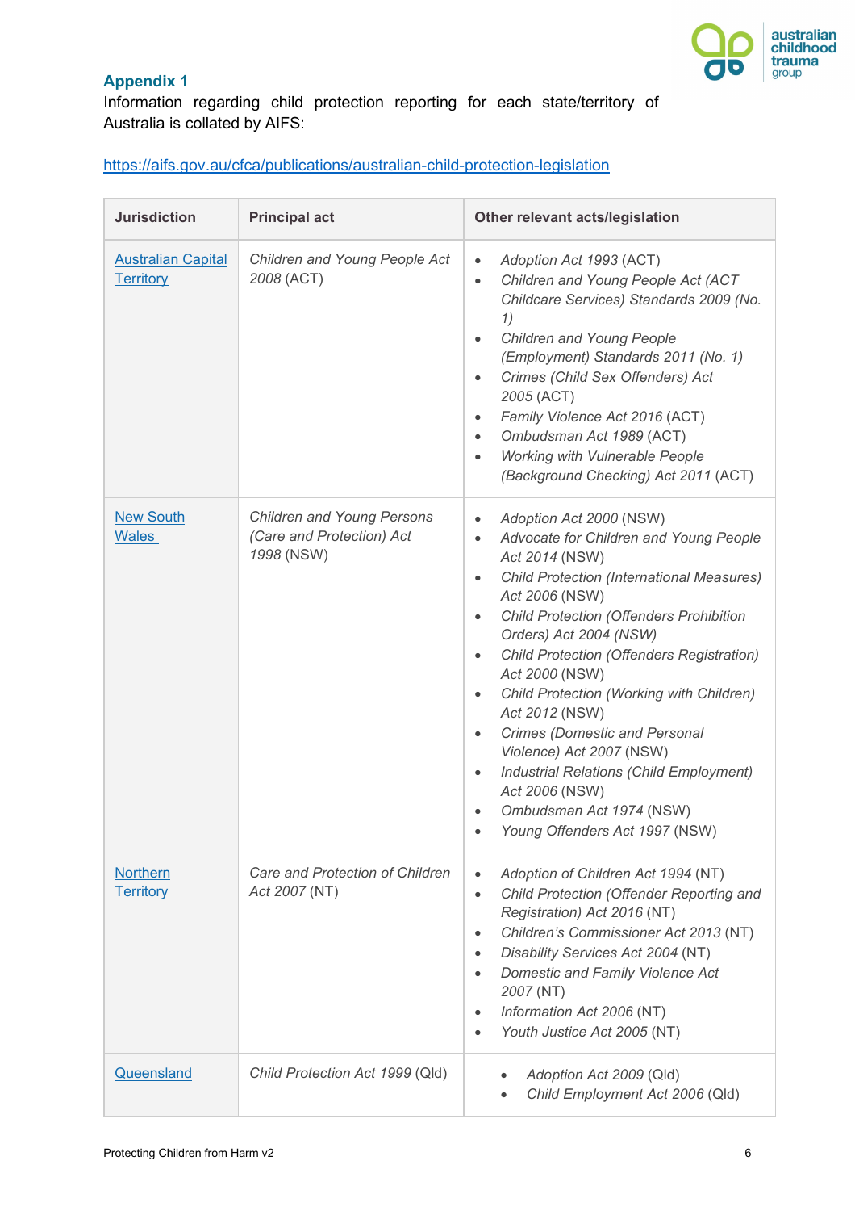## Appendix 1

Information regarding child protection reporting for each state/territory of Australia is collated by AIFS:

https://aifs.gov.au/cfca/publications/australian-child-protection-legislation

| Jurisdiction | Principal act | Other relevant acts/legislation |
|---|---|---|
| Australian Capital Territory | *Children and Young People Act 2008* (ACT) | • *Adoption Act 1993* (ACT)<br>• *Children and Young People Act (ACT Childcare Services) Standards 2009 (No. 1)*<br>• *Children and Young People (Employment) Standards 2011 (No. 1)*<br>• *Crimes (Child Sex Offenders) Act 2005* (ACT)<br>• *Family Violence Act 2016* (ACT)<br>• *Ombudsman Act 1989* (ACT)<br>• *Working with Vulnerable People (Background Checking) Act 2011* (ACT) |
| New South Wales | *Children and Young Persons (Care and Protection) Act 1998* (NSW) | • *Adoption Act 2000* (NSW)<br>• *Advocate for Children and Young People Act 2014* (NSW)<br>• *Child Protection (International Measures) Act 2006* (NSW)<br>• *Child Protection (Offenders Prohibition Orders) Act 2004 (NSW)*<br>• *Child Protection (Offenders Registration) Act 2000* (NSW)<br>• *Child Protection (Working with Children) Act 2012* (NSW)<br>• *Crimes (Domestic and Personal Violence) Act 2007* (NSW)<br>• *Industrial Relations (Child Employment) Act 2006* (NSW)<br>• *Ombudsman Act 1974* (NSW)<br>• *Young Offenders Act 1997* (NSW) |
| Northern Territory | *Care and Protection of Children Act 2007* (NT) | • *Adoption of Children Act 1994* (NT)<br>• *Child Protection (Offender Reporting and Registration) Act 2016* (NT)<br>• *Children's Commissioner Act 2013* (NT)<br>• *Disability Services Act 2004* (NT)<br>• *Domestic and Family Violence Act 2007* (NT)<br>• *Information Act 2006* (NT)<br>• *Youth Justice Act 2005* (NT) |
| Queensland | *Child Protection Act 1999* (Qld) | • *Adoption Act 2009* (Qld)<br>• *Child Employment Act 2006* (Qld) |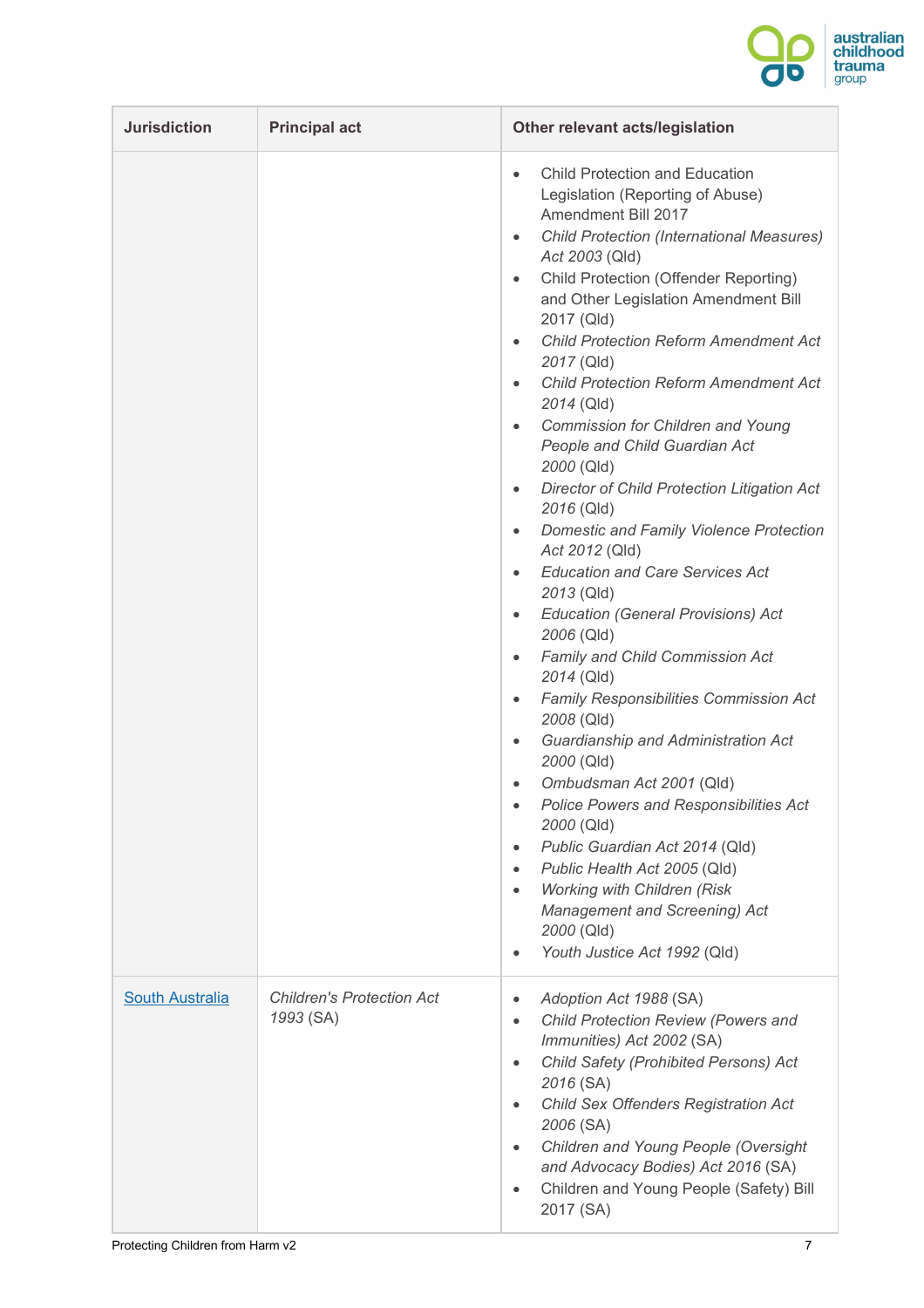| Jurisdiction | Principal act | Other relevant acts/legislation |
|---|---|---|
| | | • Child Protection and Education Legislation (Reporting of Abuse) Amendment Bill 2017<br>• *Child Protection (International Measures) Act 2003* (Qld)<br>• Child Protection (Offender Reporting) and Other Legislation Amendment Bill 2017 (Qld)<br>• *Child Protection Reform Amendment Act 2017* (Qld)<br>• *Child Protection Reform Amendment Act 2014* (Qld)<br>• *Commission for Children and Young People and Child Guardian Act 2000* (Qld)<br>• *Director of Child Protection Litigation Act 2016* (Qld)<br>• *Domestic and Family Violence Protection Act 2012* (Qld)<br>• *Education and Care Services Act 2013* (Qld)<br>• *Education (General Provisions) Act 2006* (Qld)<br>• *Family and Child Commission Act 2014* (Qld)<br>• *Family Responsibilities Commission Act 2008* (Qld)<br>• *Guardianship and Administration Act 2000* (Qld)<br>• *Ombudsman Act 2001* (Qld)<br>• *Police Powers and Responsibilities Act 2000* (Qld)<br>• *Public Guardian Act 2014* (Qld)<br>• *Public Health Act 2005* (Qld)<br>• *Working with Children (Risk Management and Screening) Act 2000* (Qld)<br>• *Youth Justice Act 1992* (Qld) |
| South Australia | *Children's Protection Act 1993* (SA) | • *Adoption Act 1988* (SA)<br>• *Child Protection Review (Powers and Immunities) Act 2002* (SA)<br>• *Child Safety (Prohibited Persons) Act 2016* (SA)<br>• *Child Sex Offenders Registration Act 2006* (SA)<br>• *Children and Young People (Oversight and Advocacy Bodies) Act 2016* (SA)<br>• Children and Young People (Safety) Bill 2017 (SA) |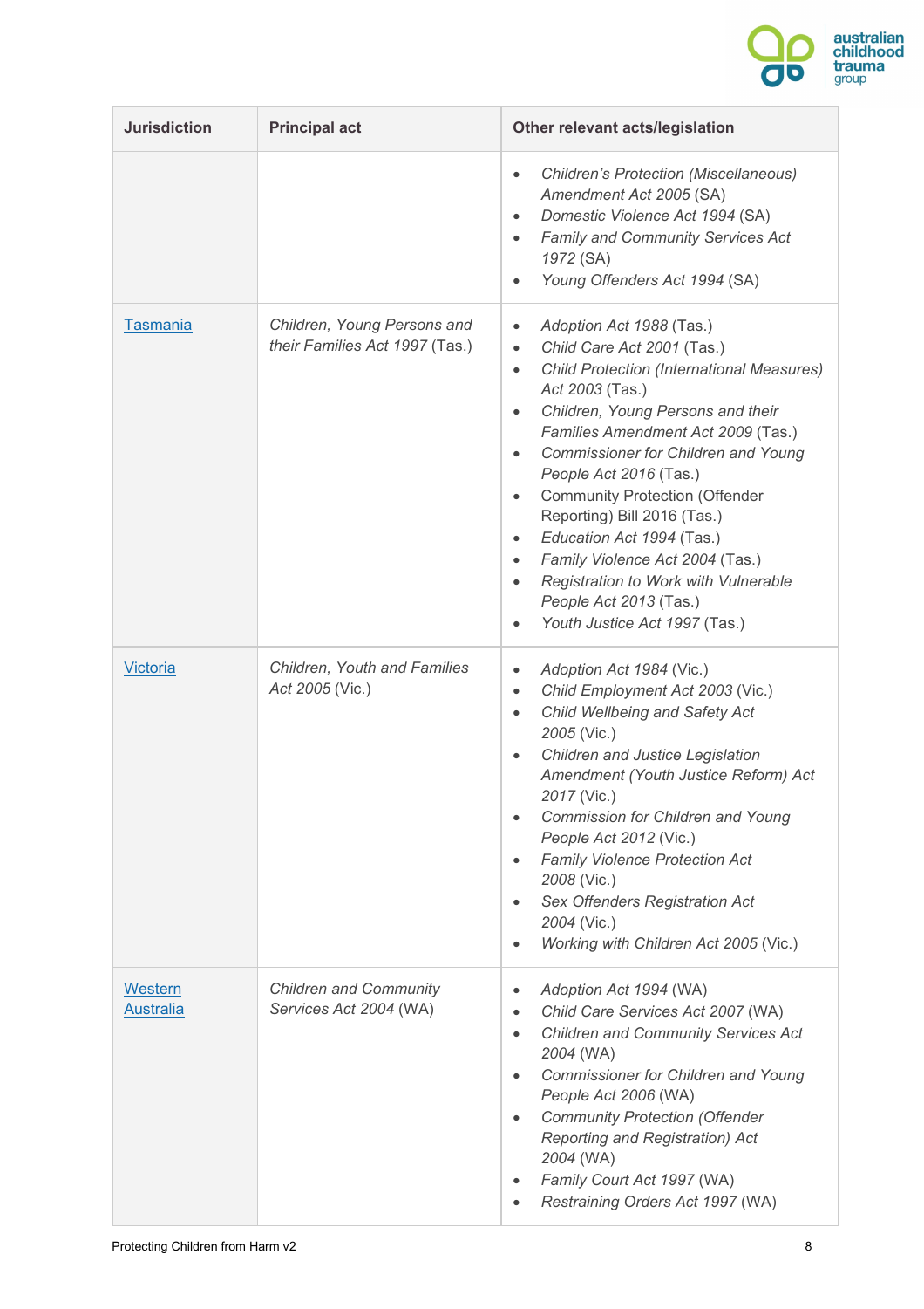| Jurisdiction | Principal act | Other relevant acts/legislation |
| --- | --- | --- |
| | | • *Children's Protection (Miscellaneous) Amendment Act 2005* (SA)<br>• *Domestic Violence Act 1994* (SA)<br>• *Family and Community Services Act 1972* (SA)<br>• *Young Offenders Act 1994* (SA) |
| [Tasmania]() | *Children, Young Persons and their Families Act 1997* (Tas.) | • *Adoption Act 1988* (Tas.)<br>• *Child Care Act 2001* (Tas.)<br>• *Child Protection (International Measures) Act 2003* (Tas.)<br>• *Children, Young Persons and their Families Amendment Act 2009* (Tas.)<br>• *Commissioner for Children and Young People Act 2016* (Tas.)<br>• Community Protection (Offender Reporting) Bill 2016 (Tas.)<br>• *Education Act 1994* (Tas.)<br>• *Family Violence Act 2004* (Tas.)<br>• *Registration to Work with Vulnerable People Act 2013* (Tas.)<br>• *Youth Justice Act 1997* (Tas.) |
| [Victoria]() | *Children, Youth and Families Act 2005* (Vic.) | • *Adoption Act 1984* (Vic.)<br>• *Child Employment Act 2003* (Vic.)<br>• *Child Wellbeing and Safety Act 2005* (Vic.)<br>• *Children and Justice Legislation Amendment (Youth Justice Reform) Act 2017* (Vic.)<br>• *Commission for Children and Young People Act 2012* (Vic.)<br>• *Family Violence Protection Act 2008* (Vic.)<br>• *Sex Offenders Registration Act 2004* (Vic.)<br>• *Working with Children Act 2005* (Vic.) |
| [Western Australia]() | *Children and Community Services Act 2004* (WA) | • *Adoption Act 1994* (WA)<br>• *Child Care Services Act 2007* (WA)<br>• *Children and Community Services Act 2004* (WA)<br>• *Commissioner for Children and Young People Act 2006* (WA)<br>• *Community Protection (Offender Reporting and Registration) Act 2004* (WA)<br>• *Family Court Act 1997* (WA)<br>• *Restraining Orders Act 1997* (WA) |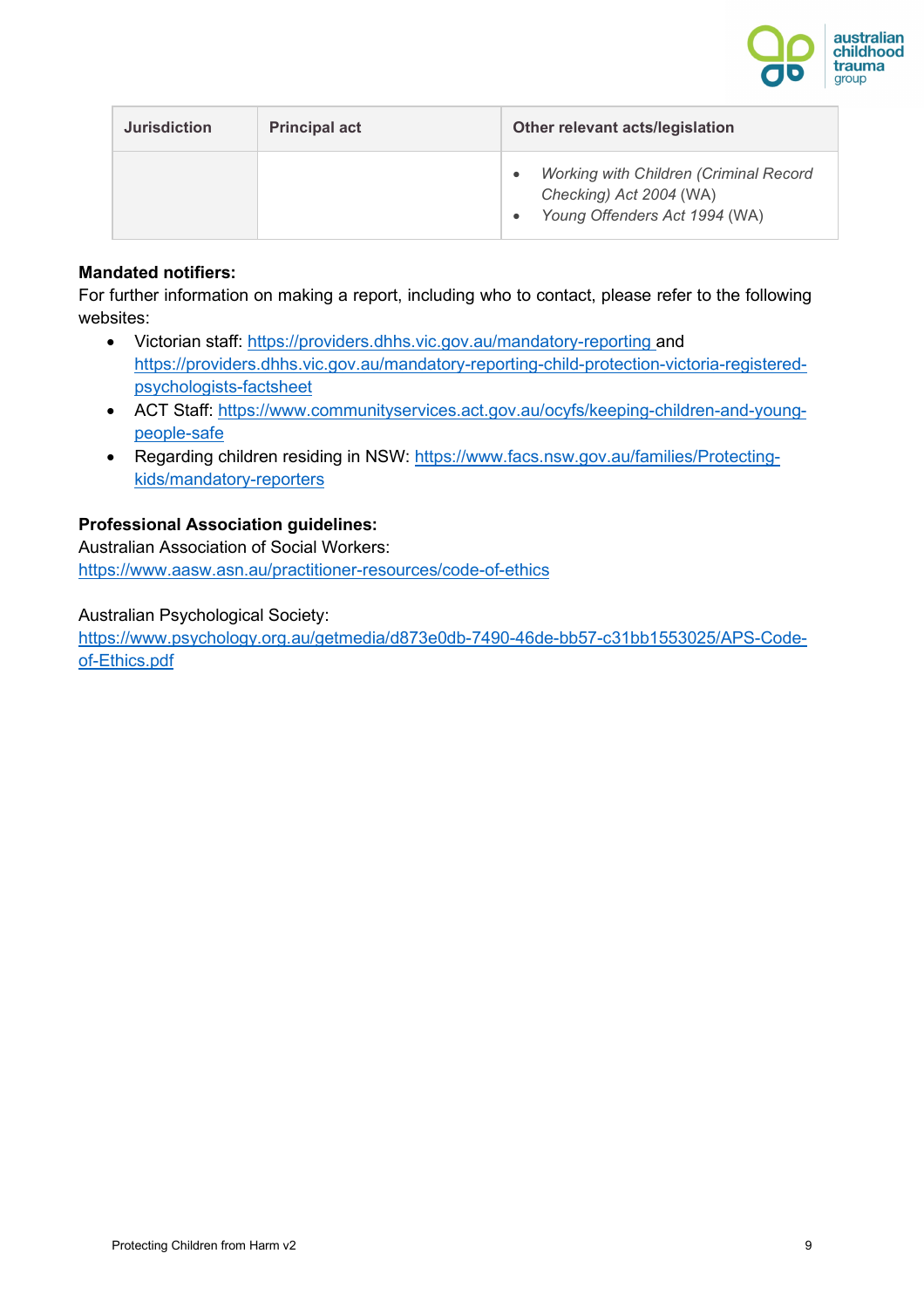| Jurisdiction | Principal act | Other relevant acts/legislation |
| --- | --- | --- |
| | | • *Working with Children (Criminal Record Checking) Act 2004* (WA)<br>• *Young Offenders Act 1994* (WA) |

**Mandated notifiers:**
For further information on making a report, including who to contact, please refer to the following websites:

- Victorian staff: https://providers.dhhs.vic.gov.au/mandatory-reporting and https://providers.dhhs.vic.gov.au/mandatory-reporting-child-protection-victoria-registered-psychologists-factsheet
- ACT Staff: https://www.communityservices.act.gov.au/ocyfs/keeping-children-and-young-people-safe
- Regarding children residing in NSW: https://www.facs.nsw.gov.au/families/Protecting-kids/mandatory-reporters

**Professional Association guidelines:**
Australian Association of Social Workers:
https://www.aasw.asn.au/practitioner-resources/code-of-ethics

Australian Psychological Society:
https://www.psychology.org.au/getmedia/d873e0db-7490-46de-bb57-c31bb1553025/APS-Code-of-Ethics.pdf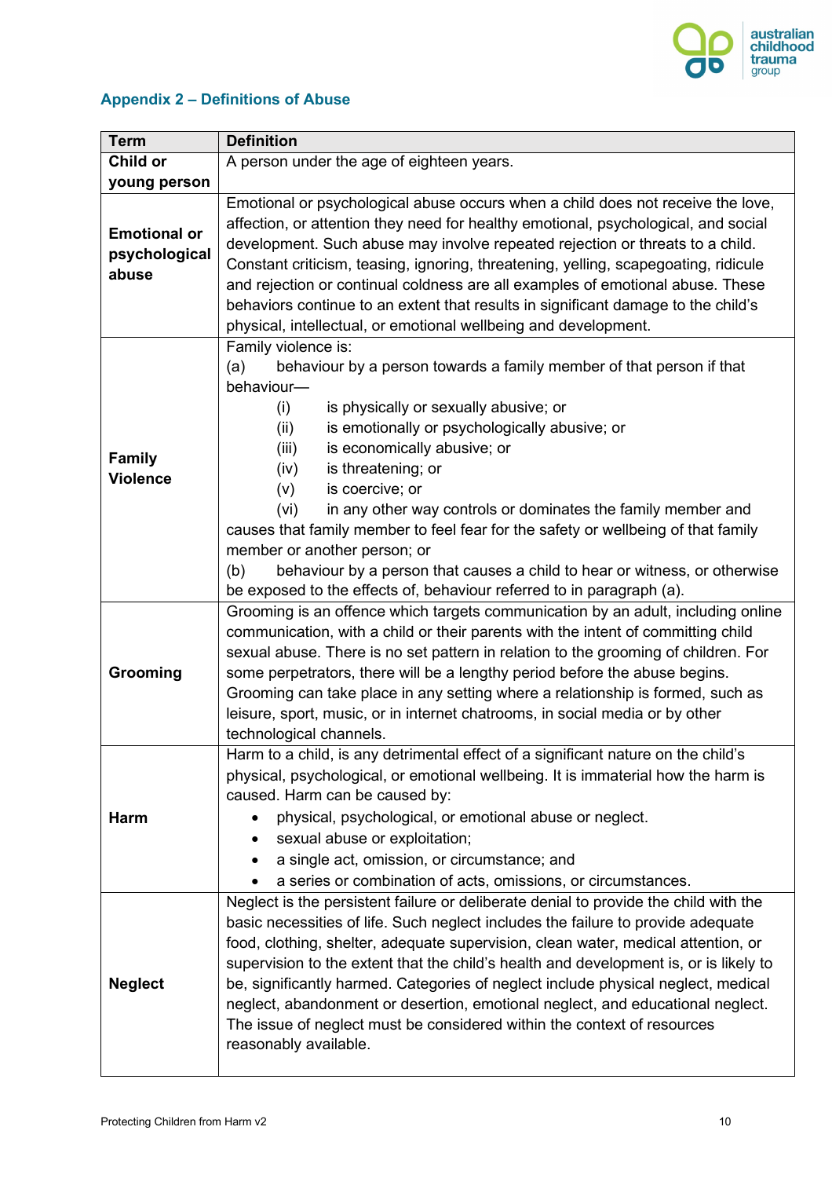## Appendix 2 – Definitions of Abuse

| Term | Definition |
|---|---|
| **Child or young person** | A person under the age of eighteen years. |
| **Emotional or psychological abuse** | Emotional or psychological abuse occurs when a child does not receive the love, affection, or attention they need for healthy emotional, psychological, and social development. Such abuse may involve repeated rejection or threats to a child. Constant criticism, teasing, ignoring, threatening, yelling, scapegoating, ridicule and rejection or continual coldness are all examples of emotional abuse. These behaviors continue to an extent that results in significant damage to the child's physical, intellectual, or emotional wellbeing and development. |
| **Family Violence** | Family violence is:<br>(a) behaviour by a person towards a family member of that person if that behaviour—<br>(i) is physically or sexually abusive; or<br>(ii) is emotionally or psychologically abusive; or<br>(iii) is economically abusive; or<br>(iv) is threatening; or<br>(v) is coercive; or<br>(vi) in any other way controls or dominates the family member and causes that family member to feel fear for the safety or wellbeing of that family member or another person; or<br>(b) behaviour by a person that causes a child to hear or witness, or otherwise be exposed to the effects of, behaviour referred to in paragraph (a). |
| **Grooming** | Grooming is an offence which targets communication by an adult, including online communication, with a child or their parents with the intent of committing child sexual abuse. There is no set pattern in relation to the grooming of children. For some perpetrators, there will be a lengthy period before the abuse begins. Grooming can take place in any setting where a relationship is formed, such as leisure, sport, music, or in internet chatrooms, in social media or by other technological channels. |
| **Harm** | Harm to a child, is any detrimental effect of a significant nature on the child's physical, psychological, or emotional wellbeing. It is immaterial how the harm is caused. Harm can be caused by:<br>• physical, psychological, or emotional abuse or neglect.<br>• sexual abuse or exploitation;<br>• a single act, omission, or circumstance; and<br>• a series or combination of acts, omissions, or circumstances. |
| **Neglect** | Neglect is the persistent failure or deliberate denial to provide the child with the basic necessities of life. Such neglect includes the failure to provide adequate food, clothing, shelter, adequate supervision, clean water, medical attention, or supervision to the extent that the child's health and development is, or is likely to be, significantly harmed. Categories of neglect include physical neglect, medical neglect, abandonment or desertion, emotional neglect, and educational neglect. The issue of neglect must be considered within the context of resources reasonably available. |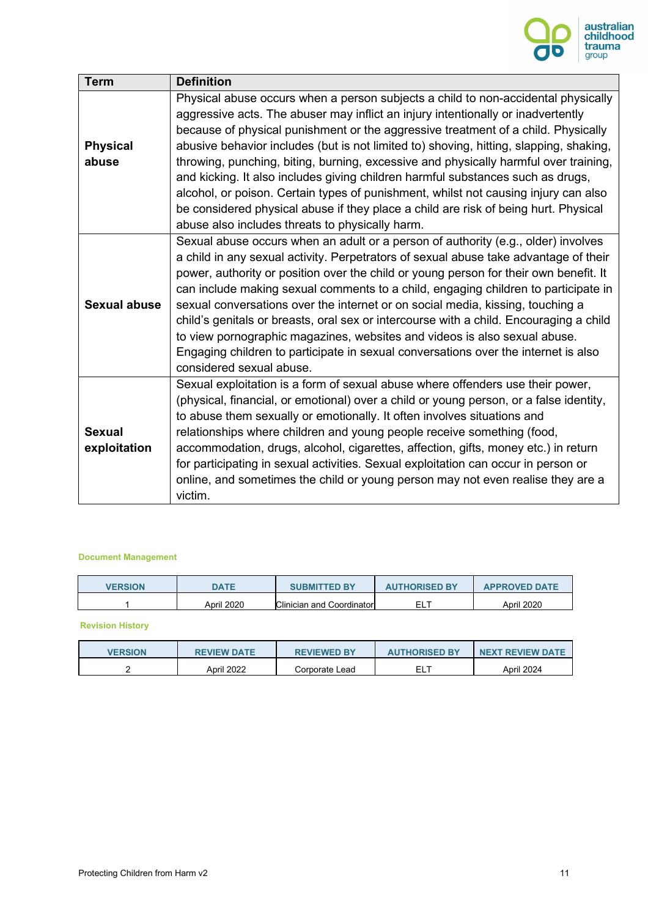| Term | Definition |
|---|---|
| **Physical abuse** | Physical abuse occurs when a person subjects a child to non-accidental physically aggressive acts. The abuser may inflict an injury intentionally or inadvertently because of physical punishment or the aggressive treatment of a child. Physically abusive behavior includes (but is not limited to) shoving, hitting, slapping, shaking, throwing, punching, biting, burning, excessive and physically harmful over training, and kicking. It also includes giving children harmful substances such as drugs, alcohol, or poison. Certain types of punishment, whilst not causing injury can also be considered physical abuse if they place a child are risk of being hurt. Physical abuse also includes threats to physically harm. |
| **Sexual abuse** | Sexual abuse occurs when an adult or a person of authority (e.g., older) involves a child in any sexual activity. Perpetrators of sexual abuse take advantage of their power, authority or position over the child or young person for their own benefit. It can include making sexual comments to a child, engaging children to participate in sexual conversations over the internet or on social media, kissing, touching a child's genitals or breasts, oral sex or intercourse with a child. Encouraging a child to view pornographic magazines, websites and videos is also sexual abuse. Engaging children to participate in sexual conversations over the internet is also considered sexual abuse. |
| **Sexual exploitation** | Sexual exploitation is a form of sexual abuse where offenders use their power, (physical, financial, or emotional) over a child or young person, or a false identity, to abuse them sexually or emotionally. It often involves situations and relationships where children and young people receive something (food, accommodation, drugs, alcohol, cigarettes, affection, gifts, money etc.) in return for participating in sexual activities. Sexual exploitation can occur in person or online, and sometimes the child or young person may not even realise they are a victim. |

**Document Management**

| VERSION | DATE | SUBMITTED BY | AUTHORISED BY | APPROVED DATE |
|---|---|---|---|---|
| 1 | April 2020 | Clinician and Coordinator | ELT | April 2020 |

**Revision History**

| VERSION | REVIEW DATE | REVIEWED BY | AUTHORISED BY | NEXT REVIEW DATE |
|---|---|---|---|---|
| 2 | April 2022 | Corporate Lead | ELT | April 2024 |